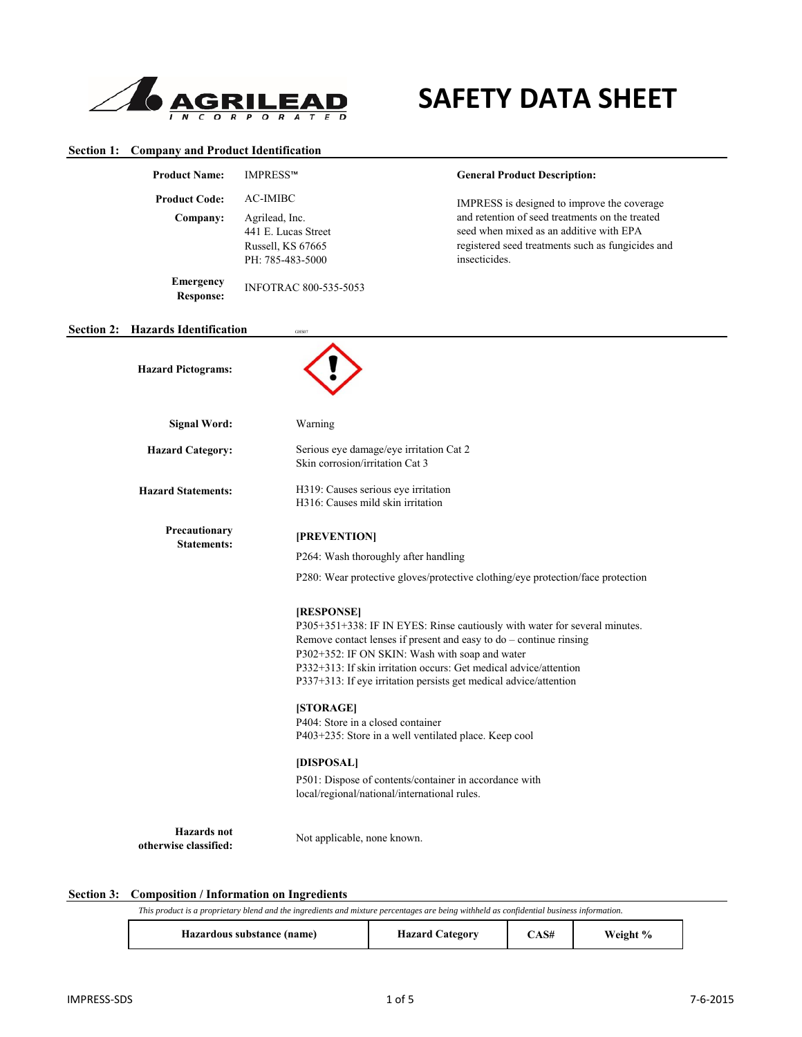# SAFETY DATA SHEET

## Section 1: Company and Product Identification

**Product Name:** IMPRESS™

**Product Code:** AC-IMIBC

**Company:** Agrilead, Inc.
441 E. Lucas Street
Russell, KS 67665
PH: 785-483-5000

**Emergency Response:** INFOTRAC 800-535-5053

**General Product Description:**

IMPRESS is designed to improve the coverage and retention of seed treatments on the treated seed when mixed as an additive with EPA registered seed treatments such as fungicides and insecticides.

## Section 2: Hazards Identification

**Hazard Pictograms:** GHS07

**Signal Word:** Warning

**Hazard Category:**
Serious eye damage/eye irritation Cat 2
Skin corrosion/irritation Cat 3

**Hazard Statements:**
H319: Causes serious eye irritation
H316: Causes mild skin irritation

**Precautionary Statements:**

**[PREVENTION]**

P264: Wash thoroughly after handling

P280: Wear protective gloves/protective clothing/eye protection/face protection

**[RESPONSE]**
P305+351+338: IF IN EYES: Rinse cautiously with water for several minutes. Remove contact lenses if present and easy to do – continue rinsing
P302+352: IF ON SKIN: Wash with soap and water
P332+313: If skin irritation occurs: Get medical advice/attention
P337+313: If eye irritation persists get medical advice/attention

**[STORAGE]**
P404: Store in a closed container
P403+235: Store in a well ventilated place. Keep cool

**[DISPOSAL]**
P501: Dispose of contents/container in accordance with local/regional/national/international rules.

**Hazards not otherwise classified:** Not applicable, none known.

## Section 3: Composition / Information on Ingredients

*This product is a proprietary blend and the ingredients and mixture percentages are being withheld as confidential business information.*

| Hazardous substance (name) | Hazard Category | CAS# | Weight % |
|---|---|---|---|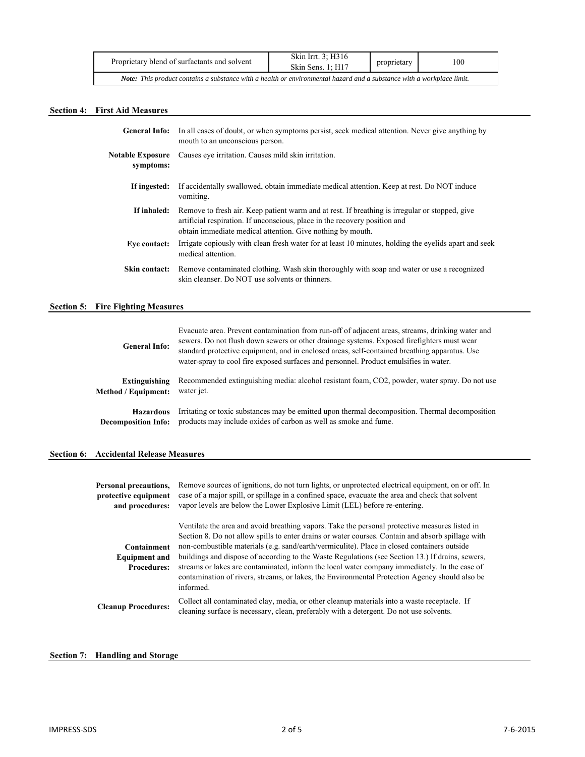| Proprietary blend of surfactants and solvent | Skin Irrt. 3; H316<br>Skin Sens. 1; H17 | proprietary | 100 |
|---|---|---|---|
| ***Note:*** *This product contains a substance with a health or environmental hazard and a substance with a workplace limit.* | | | |

## Section 4: First Aid Measures

**General Info:** In all cases of doubt, or when symptoms persist, seek medical attention. Never give anything by mouth to an unconscious person.

**Notable Exposure symptoms:** Causes eye irritation. Causes mild skin irritation.

**If ingested:** If accidentally swallowed, obtain immediate medical attention. Keep at rest. Do NOT induce vomiting.

**If inhaled:** Remove to fresh air. Keep patient warm and at rest. If breathing is irregular or stopped, give artificial respiration. If unconscious, place in the recovery position and obtain immediate medical attention. Give nothing by mouth.

**Eye contact:** Irrigate copiously with clean fresh water for at least 10 minutes, holding the eyelids apart and seek medical attention.

**Skin contact:** Remove contaminated clothing. Wash skin thoroughly with soap and water or use a recognized skin cleanser. Do NOT use solvents or thinners.

## Section 5: Fire Fighting Measures

**General Info:** Evacuate area. Prevent contamination from run-off of adjacent areas, streams, drinking water and sewers. Do not flush down sewers or other drainage systems. Exposed firefighters must wear standard protective equipment, and in enclosed areas, self-contained breathing apparatus. Use water-spray to cool fire exposed surfaces and personnel. Product emulsifies in water.

**Extinguishing Method / Equipment:** Recommended extinguishing media: alcohol resistant foam, $CO_2$, powder, water spray. Do not use water jet.

**Hazardous Decomposition Info:** Irritating or toxic substances may be emitted upon thermal decomposition. Thermal decomposition products may include oxides of carbon as well as smoke and fume.

## Section 6: Accidental Release Measures

**Personal precautions, protective equipment and procedures:** Remove sources of ignitions, do not turn lights, or unprotected electrical equipment, on or off. In case of a major spill, or spillage in a confined space, evacuate the area and check that solvent vapor levels are below the Lower Explosive Limit (LEL) before re-entering.

**Containment Equipment and Procedures:** Ventilate the area and avoid breathing vapors. Take the personal protective measures listed in Section 8. Do not allow spills to enter drains or water courses. Contain and absorb spillage with non-combustible materials (e.g. sand/earth/vermiculite). Place in closed containers outside buildings and dispose of according to the Waste Regulations (see Section 13.) If drains, sewers, streams or lakes are contaminated, inform the local water company immediately. In the case of contamination of rivers, streams, or lakes, the Environmental Protection Agency should also be informed.

**Cleanup Procedures:** Collect all contaminated clay, media, or other cleanup materials into a waste receptacle. If cleaning surface is necessary, clean, preferably with a detergent. Do not use solvents.

## Section 7: Handling and Storage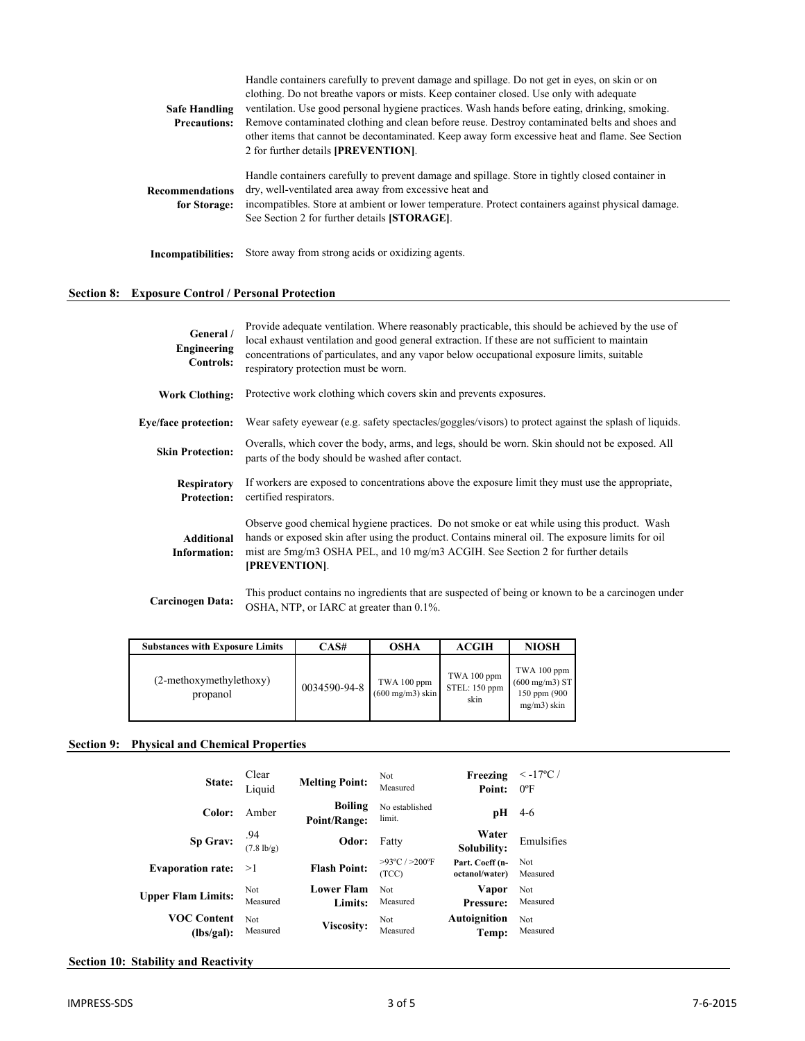**Safe Handling Precautions:** Handle containers carefully to prevent damage and spillage. Do not get in eyes, on skin or on clothing. Do not breathe vapors or mists. Keep container closed. Use only with adequate ventilation. Use good personal hygiene practices. Wash hands before eating, drinking, smoking. Remove contaminated clothing and clean before reuse. Destroy contaminated belts and shoes and other items that cannot be decontaminated. Keep away form excessive heat and flame. See Section 2 for further details **[PREVENTION]**.

**Recommendations for Storage:** Handle containers carefully to prevent damage and spillage. Store in tightly closed container in dry, well-ventilated area away from excessive heat and incompatibles. Store at ambient or lower temperature. Protect containers against physical damage. See Section 2 for further details **[STORAGE]**.

**Incompatibilities:** Store away from strong acids or oxidizing agents.

## Section 8: Exposure Control / Personal Protection

**General / Engineering Controls:** Provide adequate ventilation. Where reasonably practicable, this should be achieved by the use of local exhaust ventilation and good general extraction. If these are not sufficient to maintain concentrations of particulates, and any vapor below occupational exposure limits, suitable respiratory protection must be worn.

**Work Clothing:** Protective work clothing which covers skin and prevents exposures.

**Eye/face protection:** Wear safety eyewear (e.g. safety spectacles/goggles/visors) to protect against the splash of liquids.

**Skin Protection:** Overalls, which cover the body, arms, and legs, should be worn. Skin should not be exposed. All parts of the body should be washed after contact.

**Respiratory Protection:** If workers are exposed to concentrations above the exposure limit they must use the appropriate, certified respirators.

**Additional Information:** Observe good chemical hygiene practices. Do not smoke or eat while using this product. Wash hands or exposed skin after using the product. Contains mineral oil. The exposure limits for oil mist are 5mg/m3 OSHA PEL, and 10 mg/m3 ACGIH. See Section 2 for further details **[PREVENTION]**.

**Carcinogen Data:** This product contains no ingredients that are suspected of being or known to be a carcinogen under OSHA, NTP, or IARC at greater than 0.1%.

| Substances with Exposure Limits | CAS# | OSHA | ACGIH | NIOSH |
|---|---|---|---|---|
| (2-methoxymethylethoxy) propanol | 0034590-94-8 | TWA 100 ppm (600 mg/m3) skin | TWA 100 ppm STEL: 150 ppm skin | TWA 100 ppm (600 mg/m3) ST 150 ppm (900 mg/m3) skin |

## Section 9: Physical and Chemical Properties

| | | | | | |
|---|---|---|---|---|---|
| **State:** | Clear Liquid | **Melting Point:** | Not Measured | **Freezing Point:** | < -17ºC / 0ºF |
| **Color:** | Amber | **Boiling Point/Range:** | No established limit. | **pH** | 4-6 |
| **Sp Grav:** | .94 (7.8 lb/g) | **Odor:** | Fatty | **Water Solubility:** | Emulsifies |
| **Evaporation rate:** | >1 | **Flash Point:** | >93ºC / >200ºF (TCC) | **Part. Coeff (n-octanol/water)** | Not Measured |
| **Upper Flam Limits:** | Not Measured | **Lower Flam Limits:** | Not Measured | **Vapor Pressure:** | Not Measured |
| **VOC Content (lbs/gal):** | Not Measured | **Viscosity:** | Not Measured | **Autoignition Temp:** | Not Measured |

## Section 10: Stability and Reactivity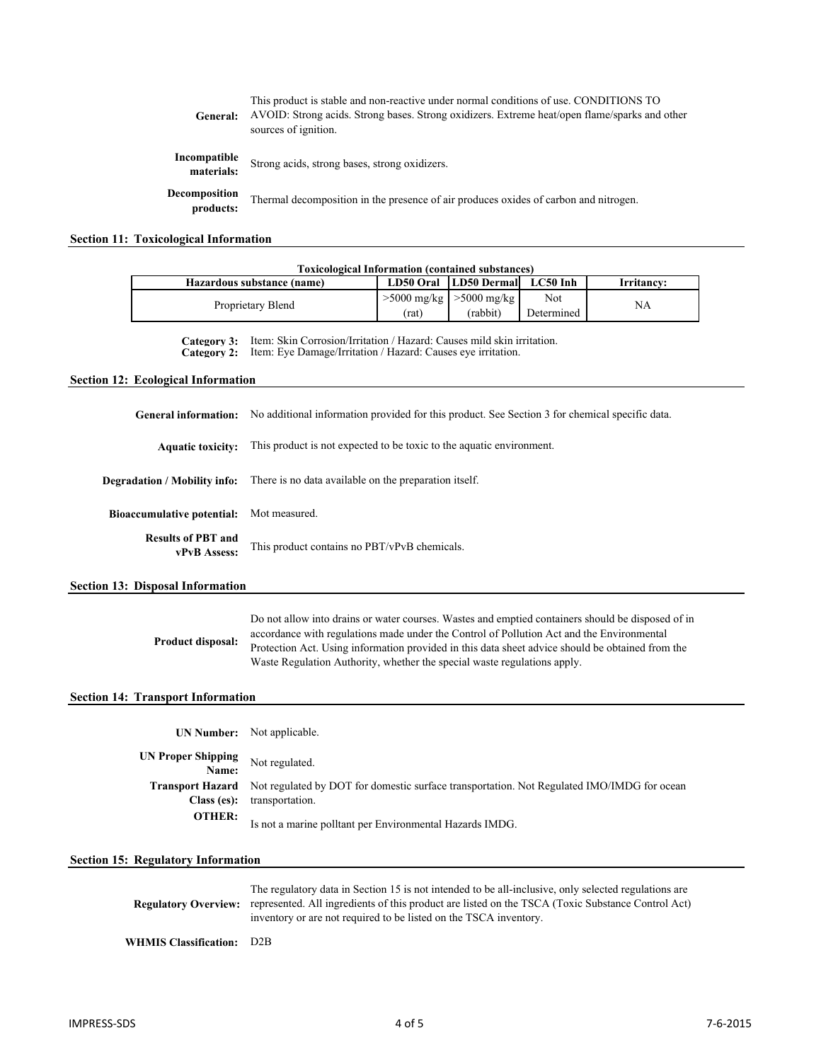**General:** This product is stable and non-reactive under normal conditions of use. CONDITIONS TO AVOID: Strong acids. Strong bases. Strong oxidizers. Extreme heat/open flame/sparks and other sources of ignition.

**Incompatible materials:** Strong acids, strong bases, strong oxidizers.

**Decomposition products:** Thermal decomposition in the presence of air produces oxides of carbon and nitrogen.

## Section 11: Toxicological Information

**Toxicological Information (contained substances)**

| Hazardous substance (name) | LD50 Oral | LD50 Dermal | LC50 Inh | Irritancy: |
|---|---|---|---|---|
| Proprietary Blend | >5000 mg/kg (rat) | >5000 mg/kg (rabbit) | Not Determined | NA |

**Category 3:** Item: Skin Corrosion/Irritation / Hazard: Causes mild skin irritation.
**Category 2:** Item: Eye Damage/Irritation / Hazard: Causes eye irritation.

## Section 12: Ecological Information

**General information:** No additional information provided for this product. See Section 3 for chemical specific data.

**Aquatic toxicity:** This product is not expected to be toxic to the aquatic environment.

**Degradation / Mobility info:** There is no data available on the preparation itself.

**Bioaccumulative potential:** Mot measured.

**Results of PBT and vPvB Assess:** This product contains no PBT/vPvB chemicals.

## Section 13: Disposal Information

**Product disposal:** Do not allow into drains or water courses. Wastes and emptied containers should be disposed of in accordance with regulations made under the Control of Pollution Act and the Environmental Protection Act. Using information provided in this data sheet advice should be obtained from the Waste Regulation Authority, whether the special waste regulations apply.

## Section 14: Transport Information

**UN Number:** Not applicable.

**UN Proper Shipping Name:** Not regulated.

**Transport Hazard Class (es):** Not regulated by DOT for domestic surface transportation. Not Regulated IMO/IMDG for ocean transportation.

**OTHER:** Is not a marine polltant per Environmental Hazards IMDG.

## Section 15: Regulatory Information

**Regulatory Overview:** The regulatory data in Section 15 is not intended to be all-inclusive, only selected regulations are represented. All ingredients of this product are listed on the TSCA (Toxic Substance Control Act) inventory or are not required to be listed on the TSCA inventory.

**WHMIS Classification:** D2B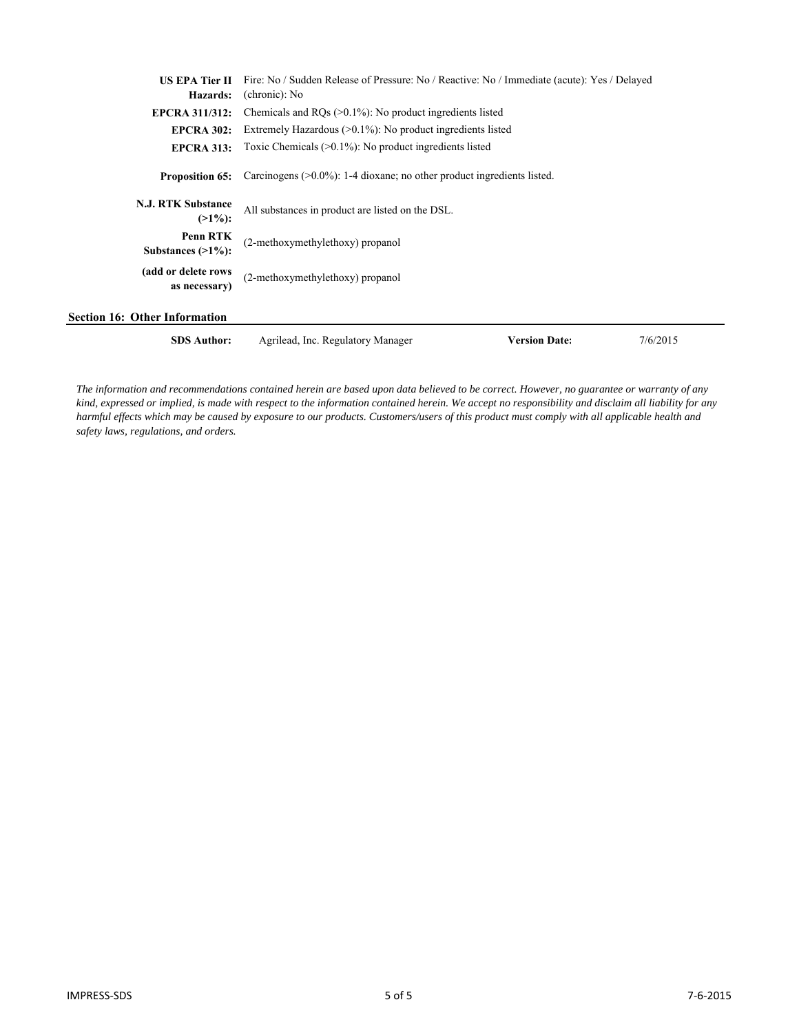| | |
|---|---|
| **US EPA Tier II Hazards:** | Fire: No / Sudden Release of Pressure: No / Reactive: No / Immediate (acute): Yes / Delayed (chronic): No |
| **EPCRA 311/312:** | Chemicals and RQs (>0.1%): No product ingredients listed |
| **EPCRA 302:** | Extremely Hazardous (>0.1%): No product ingredients listed |
| **EPCRA 313:** | Toxic Chemicals (>0.1%): No product ingredients listed |
| **Proposition 65:** | Carcinogens (>0.0%): 1-4 dioxane; no other product ingredients listed. |
| **N.J. RTK Substance (>1%):** | All substances in product are listed on the DSL. |
| **Penn RTK Substances (>1%):** | (2-methoxymethylethoxy) propanol |
| **(add or delete rows as necessary)** | (2-methoxymethylethoxy) propanol |

## Section 16: Other Information

| | | | |
|---|---|---|---|
| **SDS Author:** | Agrilead, Inc. Regulatory Manager | **Version Date:** | 7/6/2015 |

*The information and recommendations contained herein are based upon data believed to be correct. However, no guarantee or warranty of any kind, expressed or implied, is made with respect to the information contained herein. We accept no responsibility and disclaim all liability for any harmful effects which may be caused by exposure to our products. Customers/users of this product must comply with all applicable health and safety laws, regulations, and orders.*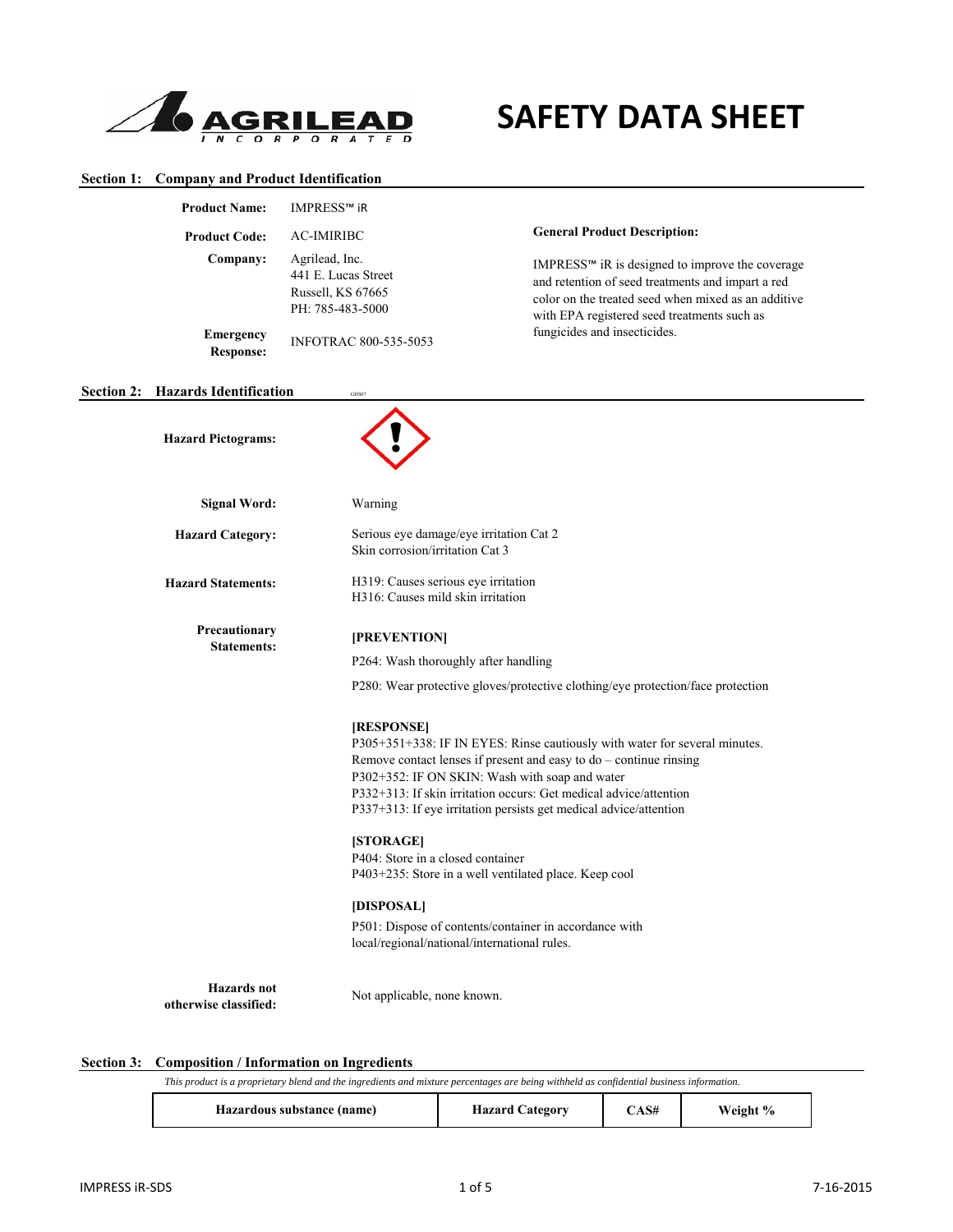**AGRILEAD INCORPORATED**

# SAFETY DATA SHEET

## Section 1: Company and Product Identification

**Product Name:** IMPRESS™ iR

**Product Code:** AC-IMIRIBC

**Company:** Agrilead, Inc.
441 E. Lucas Street
Russell, KS 67665
PH: 785-483-5000

**Emergency Response:** INFOTRAC 800-535-5053

**General Product Description:**

IMPRESS™ iR is designed to improve the coverage and retention of seed treatments and impart a red color on the treated seed when mixed as an additive with EPA registered seed treatments such as fungicides and insecticides.

## Section 2: Hazards Identification

**Hazard Pictograms:** GHS07

**Signal Word:** Warning

**Hazard Category:** Serious eye damage/eye irritation Cat 2
Skin corrosion/irritation Cat 3

**Hazard Statements:** H319: Causes serious eye irritation
H316: Causes mild skin irritation

**Precautionary Statements:**

**[PREVENTION]**

P264: Wash thoroughly after handling

P280: Wear protective gloves/protective clothing/eye protection/face protection

**[RESPONSE]**

P305+351+338: IF IN EYES: Rinse cautiously with water for several minutes. Remove contact lenses if present and easy to do – continue rinsing
P302+352: IF ON SKIN: Wash with soap and water
P332+313: If skin irritation occurs: Get medical advice/attention
P337+313: If eye irritation persists get medical advice/attention

**[STORAGE]**

P404: Store in a closed container
P403+235: Store in a well ventilated place. Keep cool

**[DISPOSAL]**

P501: Dispose of contents/container in accordance with local/regional/national/international rules.

**Hazards not otherwise classified:** Not applicable, none known.

## Section 3: Composition / Information on Ingredients

*This product is a proprietary blend and the ingredients and mixture percentages are being withheld as confidential business information.*

| Hazardous substance (name) | Hazard Category | CAS# | Weight % |
|---|---|---|---|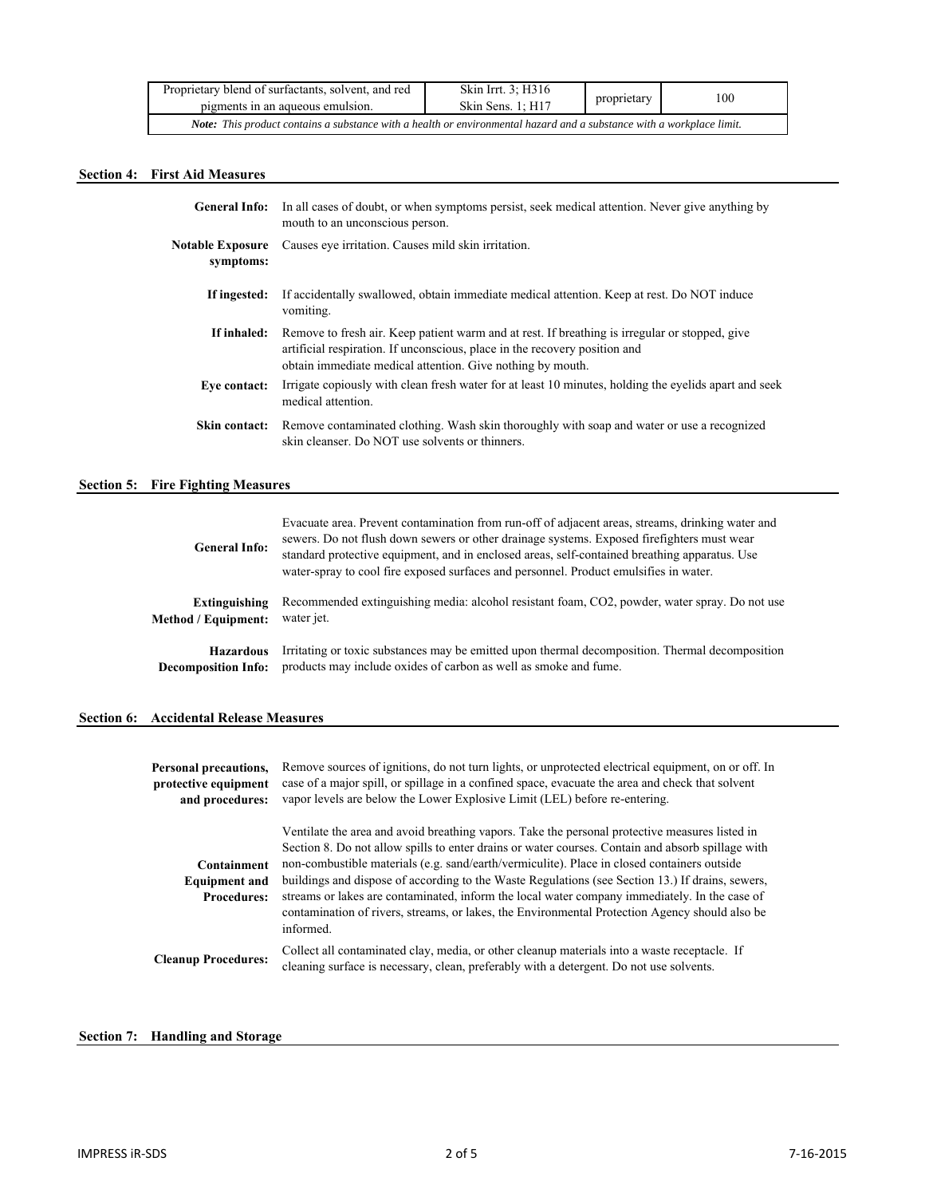| Proprietary blend of surfactants, solvent, and red pigments in an aqueous emulsion. | Skin Irrt. 3; H316 Skin Sens. 1; H17 | proprietary | 100 |
|---|---|---|---|
| ***Note:** This product contains a substance with a health or environmental hazard and a substance with a workplace limit.* | | | |

## Section 4: First Aid Measures

**General Info:** In all cases of doubt, or when symptoms persist, seek medical attention. Never give anything by mouth to an unconscious person.

**Notable Exposure symptoms:** Causes eye irritation. Causes mild skin irritation.

**If ingested:** If accidentally swallowed, obtain immediate medical attention. Keep at rest. Do NOT induce vomiting.

**If inhaled:** Remove to fresh air. Keep patient warm and at rest. If breathing is irregular or stopped, give artificial respiration. If unconscious, place in the recovery position and obtain immediate medical attention. Give nothing by mouth.

**Eye contact:** Irrigate copiously with clean fresh water for at least 10 minutes, holding the eyelids apart and seek medical attention.

**Skin contact:** Remove contaminated clothing. Wash skin thoroughly with soap and water or use a recognized skin cleanser. Do NOT use solvents or thinners.

## Section 5: Fire Fighting Measures

**General Info:** Evacuate area. Prevent contamination from run-off of adjacent areas, streams, drinking water and sewers. Do not flush down sewers or other drainage systems. Exposed firefighters must wear standard protective equipment, and in enclosed areas, self-contained breathing apparatus. Use water-spray to cool fire exposed surfaces and personnel. Product emulsifies in water.

**Extinguishing Method / Equipment:** Recommended extinguishing media: alcohol resistant foam, $CO_2$, powder, water spray. Do not use water jet.

**Hazardous Decomposition Info:** Irritating or toxic substances may be emitted upon thermal decomposition. Thermal decomposition products may include oxides of carbon as well as smoke and fume.

## Section 6: Accidental Release Measures

**Personal precautions, protective equipment and procedures:** Remove sources of ignitions, do not turn lights, or unprotected electrical equipment, on or off. In case of a major spill, or spillage in a confined space, evacuate the area and check that solvent vapor levels are below the Lower Explosive Limit (LEL) before re-entering.

**Containment Equipment and Procedures:** Ventilate the area and avoid breathing vapors. Take the personal protective measures listed in Section 8. Do not allow spills to enter drains or water courses. Contain and absorb spillage with non-combustible materials (e.g. sand/earth/vermiculite). Place in closed containers outside buildings and dispose of according to the Waste Regulations (see Section 13.) If drains, sewers, streams or lakes are contaminated, inform the local water company immediately. In the case of contamination of rivers, streams, or lakes, the Environmental Protection Agency should also be informed.

**Cleanup Procedures:** Collect all contaminated clay, media, or other cleanup materials into a waste receptacle. If cleaning surface is necessary, clean, preferably with a detergent. Do not use solvents.

## Section 7: Handling and Storage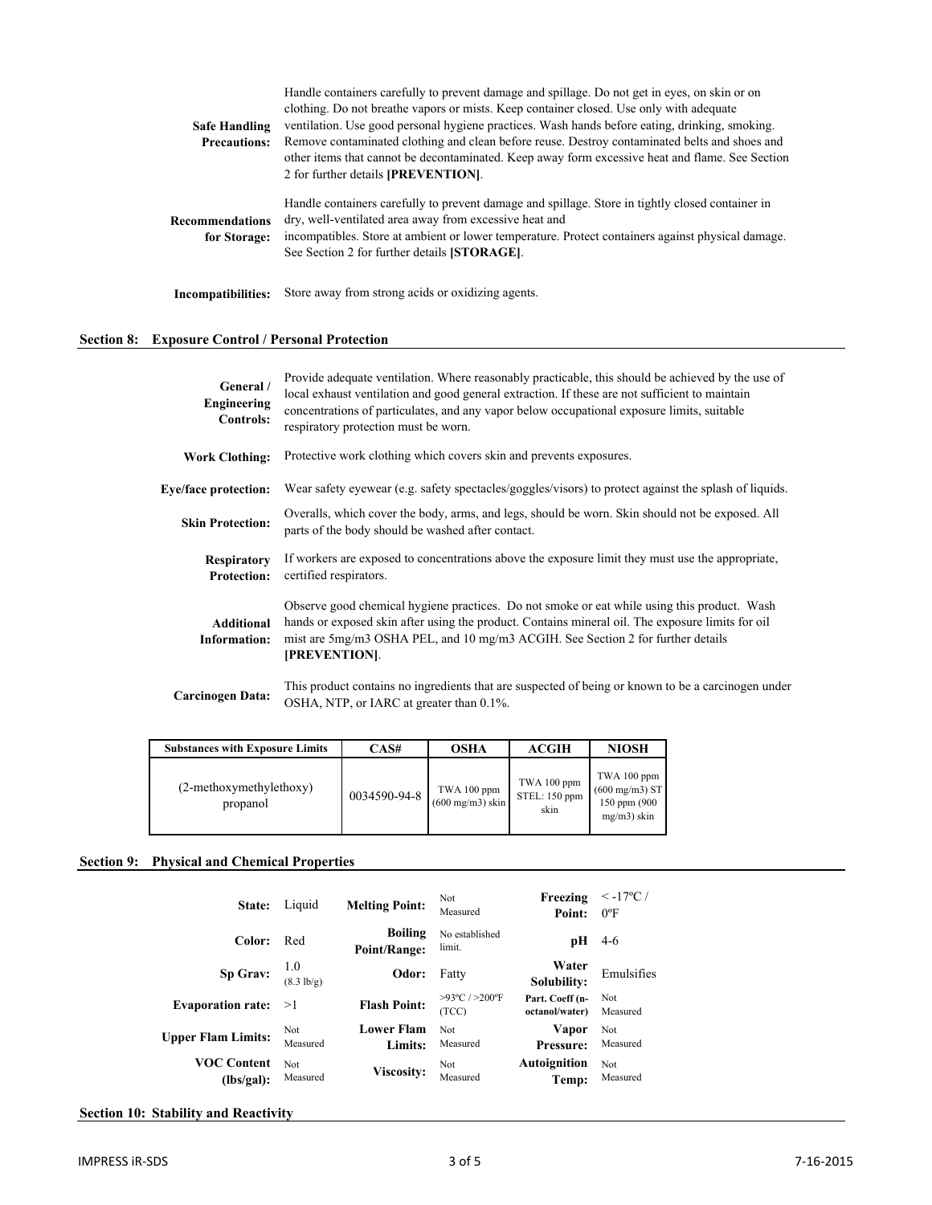**Safe Handling Precautions:** Handle containers carefully to prevent damage and spillage. Do not get in eyes, on skin or on clothing. Do not breathe vapors or mists. Keep container closed. Use only with adequate ventilation. Use good personal hygiene practices. Wash hands before eating, drinking, smoking. Remove contaminated clothing and clean before reuse. Destroy contaminated belts and shoes and other items that cannot be decontaminated. Keep away form excessive heat and flame. See Section 2 for further details **[PREVENTION]**.

**Recommendations for Storage:** Handle containers carefully to prevent damage and spillage. Store in tightly closed container in dry, well-ventilated area away from excessive heat and incompatibles. Store at ambient or lower temperature. Protect containers against physical damage. See Section 2 for further details **[STORAGE]**.

**Incompatibilities:** Store away from strong acids or oxidizing agents.

## Section 8: Exposure Control / Personal Protection

**General / Engineering Controls:** Provide adequate ventilation. Where reasonably practicable, this should be achieved by the use of local exhaust ventilation and good general extraction. If these are not sufficient to maintain concentrations of particulates, and any vapor below occupational exposure limits, suitable respiratory protection must be worn.

**Work Clothing:** Protective work clothing which covers skin and prevents exposures.

**Eye/face protection:** Wear safety eyewear (e.g. safety spectacles/goggles/visors) to protect against the splash of liquids.

**Skin Protection:** Overalls, which cover the body, arms, and legs, should be worn. Skin should not be exposed. All parts of the body should be washed after contact.

**Respiratory Protection:** If workers are exposed to concentrations above the exposure limit they must use the appropriate, certified respirators.

**Additional Information:** Observe good chemical hygiene practices. Do not smoke or eat while using this product. Wash hands or exposed skin after using the product. Contains mineral oil. The exposure limits for oil mist are 5mg/m3 OSHA PEL, and 10 mg/m3 ACGIH. See Section 2 for further details **[PREVENTION]**.

**Carcinogen Data:** This product contains no ingredients that are suspected of being or known to be a carcinogen under OSHA, NTP, or IARC at greater than 0.1%.

| Substances with Exposure Limits | CAS# | OSHA | ACGIH | NIOSH |
|---|---|---|---|---|
| (2-methoxymethylethoxy) propanol | 0034590-94-8 | TWA 100 ppm (600 mg/m3) skin | TWA 100 ppm STEL: 150 ppm skin | TWA 100 ppm (600 mg/m3) ST 150 ppm (900 mg/m3) skin |

## Section 9: Physical and Chemical Properties

| | | | | | |
|---|---|---|---|---|---|
| **State:** | Liquid | **Melting Point:** | Not Measured | **Freezing Point:** | < -17ºC / 0ºF |
| **Color:** | Red | **Boiling Point/Range:** | No established limit. | **pH** | 4-6 |
| **Sp Grav:** | 1.0 (8.3 lb/g) | **Odor:** | Fatty | **Water Solubility:** | Emulsifies |
| **Evaporation rate:** | >1 | **Flash Point:** | >93ºC / >200ºF (TCC) | **Part. Coeff (n-octanol/water)** | Not Measured |
| **Upper Flam Limits:** | Not Measured | **Lower Flam Limits:** | Not Measured | **Vapor Pressure:** | Not Measured |
| **VOC Content (lbs/gal):** | Not Measured | **Viscosity:** | Not Measured | **Autoignition Temp:** | Not Measured |

## Section 10: Stability and Reactivity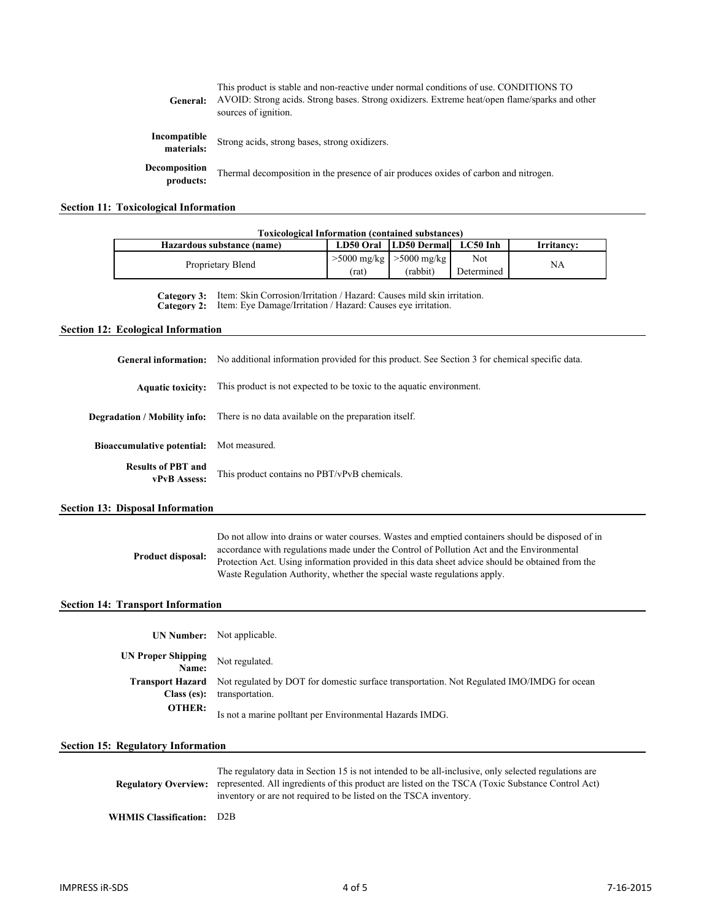**General:** This product is stable and non-reactive under normal conditions of use. CONDITIONS TO AVOID: Strong acids. Strong bases. Strong oxidizers. Extreme heat/open flame/sparks and other sources of ignition.

**Incompatible materials:** Strong acids, strong bases, strong oxidizers.

**Decomposition products:** Thermal decomposition in the presence of air produces oxides of carbon and nitrogen.

## Section 11: Toxicological Information

**Toxicological Information (contained substances)**

| Hazardous substance (name) | LD50 Oral | LD50 Dermal | LC50 Inh | Irritancy: |
|---|---|---|---|---|
| Proprietary Blend | >5000 mg/kg (rat) | >5000 mg/kg (rabbit) | Not Determined | NA |

**Category 3:** Item: Skin Corrosion/Irritation / Hazard: Causes mild skin irritation.
**Category 2:** Item: Eye Damage/Irritation / Hazard: Causes eye irritation.

## Section 12: Ecological Information

**General information:** No additional information provided for this product. See Section 3 for chemical specific data.

**Aquatic toxicity:** This product is not expected to be toxic to the aquatic environment.

**Degradation / Mobility info:** There is no data available on the preparation itself.

**Bioaccumulative potential:** Mot measured.

**Results of PBT and vPvB Assess:** This product contains no PBT/vPvB chemicals.

## Section 13: Disposal Information

**Product disposal:** Do not allow into drains or water courses. Wastes and emptied containers should be disposed of in accordance with regulations made under the Control of Pollution Act and the Environmental Protection Act. Using information provided in this data sheet advice should be obtained from the Waste Regulation Authority, whether the special waste regulations apply.

## Section 14: Transport Information

**UN Number:** Not applicable.

**UN Proper Shipping Name:** Not regulated.

**Transport Hazard Class (es):** Not regulated by DOT for domestic surface transportation. Not Regulated IMO/IMDG for ocean transportation.

**OTHER:** Is not a marine polltant per Environmental Hazards IMDG.

## Section 15: Regulatory Information

**Regulatory Overview:** The regulatory data in Section 15 is not intended to be all-inclusive, only selected regulations are represented. All ingredients of this product are listed on the TSCA (Toxic Substance Control Act) inventory or are not required to be listed on the TSCA inventory.

**WHMIS Classification:** D2B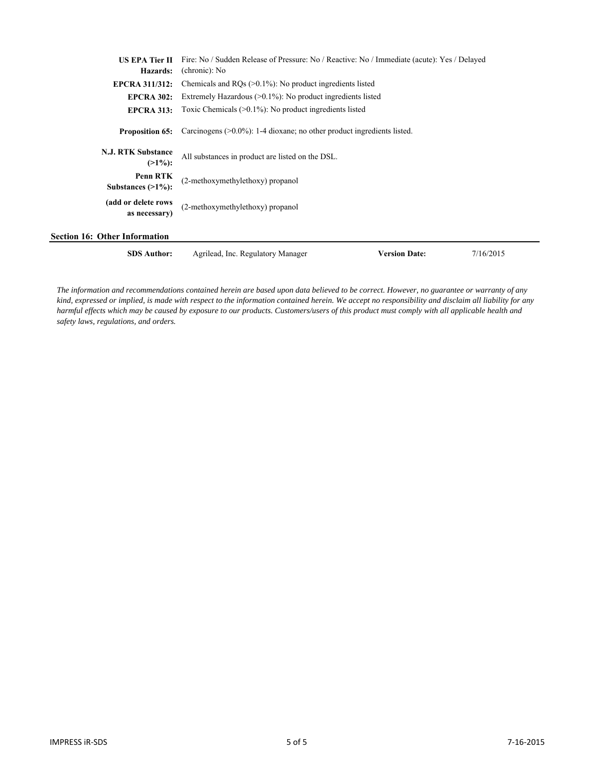| | |
|---|---|
| **US EPA Tier II Hazards:** | Fire: No / Sudden Release of Pressure: No / Reactive: No / Immediate (acute): Yes / Delayed (chronic): No |
| **EPCRA 311/312:** | Chemicals and RQs (>0.1%): No product ingredients listed |
| **EPCRA 302:** | Extremely Hazardous (>0.1%): No product ingredients listed |
| **EPCRA 313:** | Toxic Chemicals (>0.1%): No product ingredients listed |
| **Proposition 65:** | Carcinogens (>0.0%): 1-4 dioxane; no other product ingredients listed. |
| **N.J. RTK Substance (>1%):** | All substances in product are listed on the DSL. |
| **Penn RTK Substances (>1%):** | (2-methoxymethylethoxy) propanol |
| **(add or delete rows as necessary)** | (2-methoxymethylethoxy) propanol |

## Section 16: Other Information

| | | | |
|---|---|---|---|
| **SDS Author:** | Agrilead, Inc. Regulatory Manager | **Version Date:** | 7/16/2015 |

*The information and recommendations contained herein are based upon data believed to be correct. However, no guarantee or warranty of any kind, expressed or implied, is made with respect to the information contained herein. We accept no responsibility and disclaim all liability for any harmful effects which may be caused by exposure to our products. Customers/users of this product must comply with all applicable health and safety laws, regulations, and orders.*